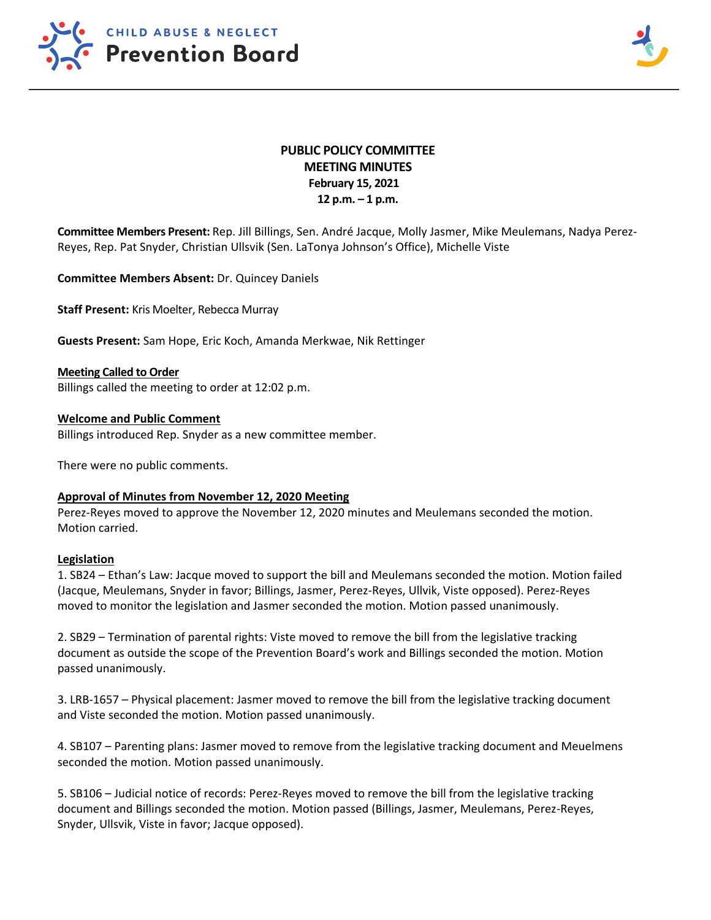CHILD ABUSE & NEGLECT
Prevention Board

# PUBLIC POLICY COMMITTEE
# MEETING MINUTES
**February 15, 2021**
**12 p.m. – 1 p.m.**

**Committee Members Present:** Rep. Jill Billings, Sen. André Jacque, Molly Jasmer, Mike Meulemans, Nadya Perez-Reyes, Rep. Pat Snyder, Christian Ullsvik (Sen. LaTonya Johnson's Office), Michelle Viste

**Committee Members Absent:** Dr. Quincey Daniels

**Staff Present:** Kris Moelter, Rebecca Murray

**Guests Present:** Sam Hope, Eric Koch, Amanda Merkwae, Nik Rettinger

**Meeting Called to Order**
Billings called the meeting to order at 12:02 p.m.

**Welcome and Public Comment**
Billings introduced Rep. Snyder as a new committee member.

There were no public comments.

**Approval of Minutes from November 12, 2020 Meeting**
Perez-Reyes moved to approve the November 12, 2020 minutes and Meulemans seconded the motion. Motion carried.

**Legislation**
1. SB24 – Ethan's Law: Jacque moved to support the bill and Meulemans seconded the motion. Motion failed (Jacque, Meulemans, Snyder in favor; Billings, Jasmer, Perez-Reyes, Ullvik, Viste opposed). Perez-Reyes moved to monitor the legislation and Jasmer seconded the motion. Motion passed unanimously.

2. SB29 – Termination of parental rights: Viste moved to remove the bill from the legislative tracking document as outside the scope of the Prevention Board's work and Billings seconded the motion. Motion passed unanimously.

3. LRB-1657 – Physical placement: Jasmer moved to remove the bill from the legislative tracking document and Viste seconded the motion. Motion passed unanimously.

4. SB107 – Parenting plans: Jasmer moved to remove from the legislative tracking document and Meuelmens seconded the motion. Motion passed unanimously.

5. SB106 – Judicial notice of records: Perez-Reyes moved to remove the bill from the legislative tracking document and Billings seconded the motion. Motion passed (Billings, Jasmer, Meulemans, Perez-Reyes, Snyder, Ullsvik, Viste in favor; Jacque opposed).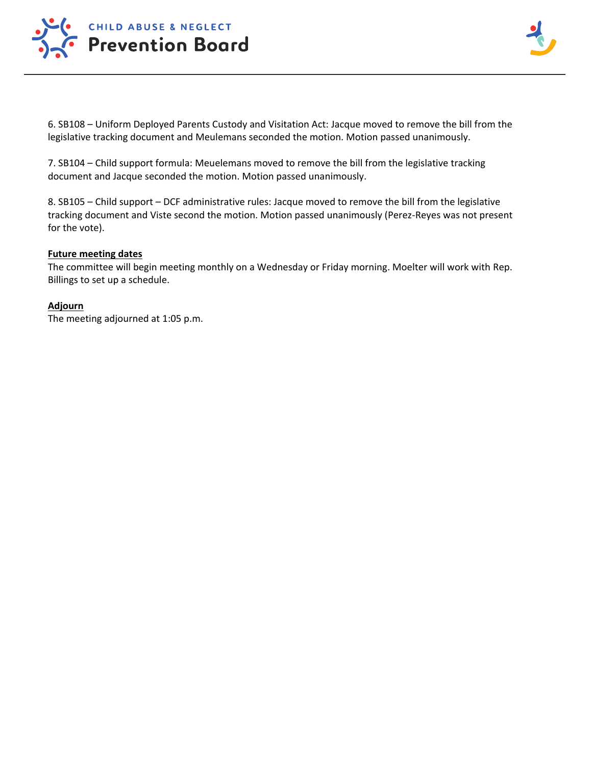6. SB108 – Uniform Deployed Parents Custody and Visitation Act: Jacque moved to remove the bill from the legislative tracking document and Meulemans seconded the motion. Motion passed unanimously.

7. SB104 – Child support formula: Meuelemans moved to remove the bill from the legislative tracking document and Jacque seconded the motion. Motion passed unanimously.

8. SB105 – Child support – DCF administrative rules: Jacque moved to remove the bill from the legislative tracking document and Viste second the motion. Motion passed unanimously (Perez-Reyes was not present for the vote).

**Future meeting dates**

The committee will begin meeting monthly on a Wednesday or Friday morning. Moelter will work with Rep. Billings to set up a schedule.

**Adjourn**

The meeting adjourned at 1:05 p.m.